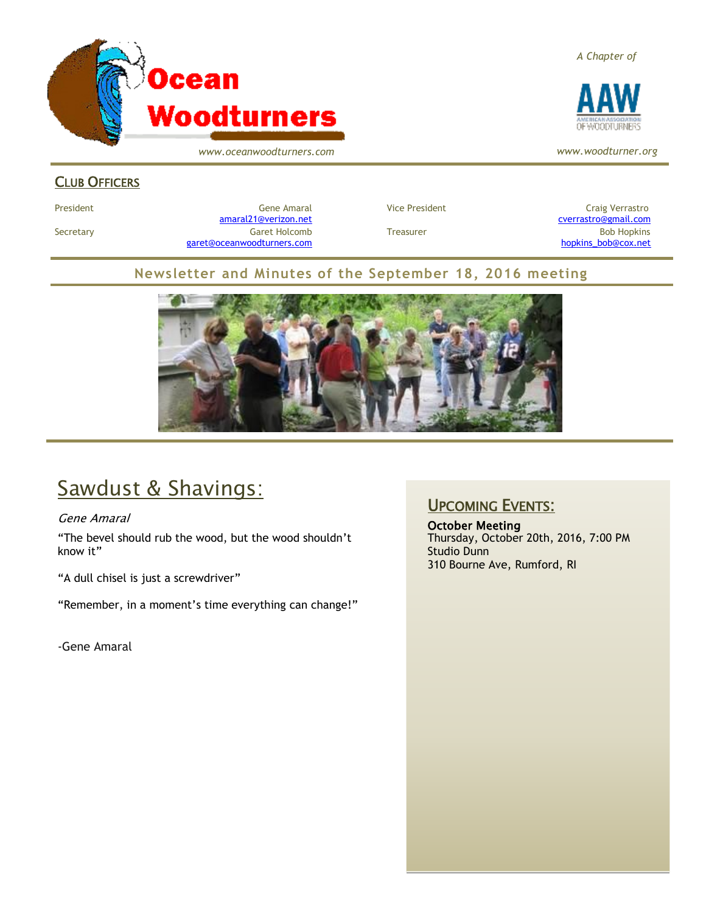# Ocean Woodturners

*www.oceanwoodturners.com*

*A Chapter of*

AAW AMERICAN ASSOCIATION OF WOODTURNERS

*www.woodturner.org*

## CLUB OFFICERS

| | | | |
|---|---|---|---|
| President | Gene Amaral amaral21@verizon.net | Vice President | Craig Verrastro cverrastro@gmail.com |
| Secretary | Garet Holcomb garet@oceanwoodturners.com | Treasurer | Bob Hopkins hopkins_bob@cox.net |

## Newsletter and Minutes of the September 18, 2016 meeting

# Sawdust & Shavings:

*Gene Amaral*

"The bevel should rub the wood, but the wood shouldn't know it"

"A dull chisel is just a screwdriver"

"Remember, in a moment's time everything can change!"

-Gene Amaral

## UPCOMING EVENTS:

**October Meeting**
Thursday, October 20th, 2016, 7:00 PM
Studio Dunn
310 Bourne Ave, Rumford, RI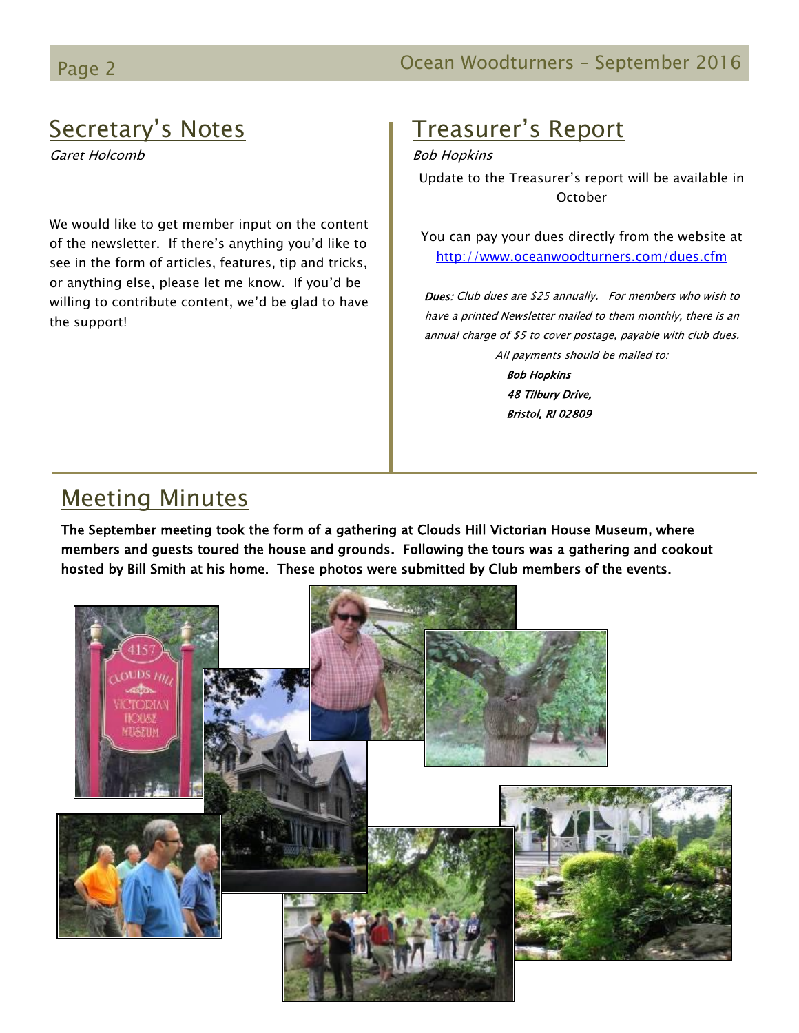## Secretary's Notes

*Garet Holcomb*

We would like to get member input on the content of the newsletter. If there's anything you'd like to see in the form of articles, features, tip and tricks, or anything else, please let me know. If you'd be willing to contribute content, we'd be glad to have the support!

## Treasurer's Report

*Bob Hopkins*

Update to the Treasurer's report will be available in October

You can pay your dues directly from the website at http://www.oceanwoodturners.com/dues.cfm

***Dues:*** *Club dues are $25 annually. For members who wish to have a printed Newsletter mailed to them monthly, there is an annual charge of $5 to cover postage, payable with club dues.*

*All payments should be mailed to:*

***Bob Hopkins***
***48 Tilbury Drive,***
***Bristol, RI 02809***

## Meeting Minutes

**The September meeting took the form of a gathering at Clouds Hill Victorian House Museum, where members and guests toured the house and grounds. Following the tours was a gathering and cookout hosted by Bill Smith at his home. These photos were submitted by Club members of the events.**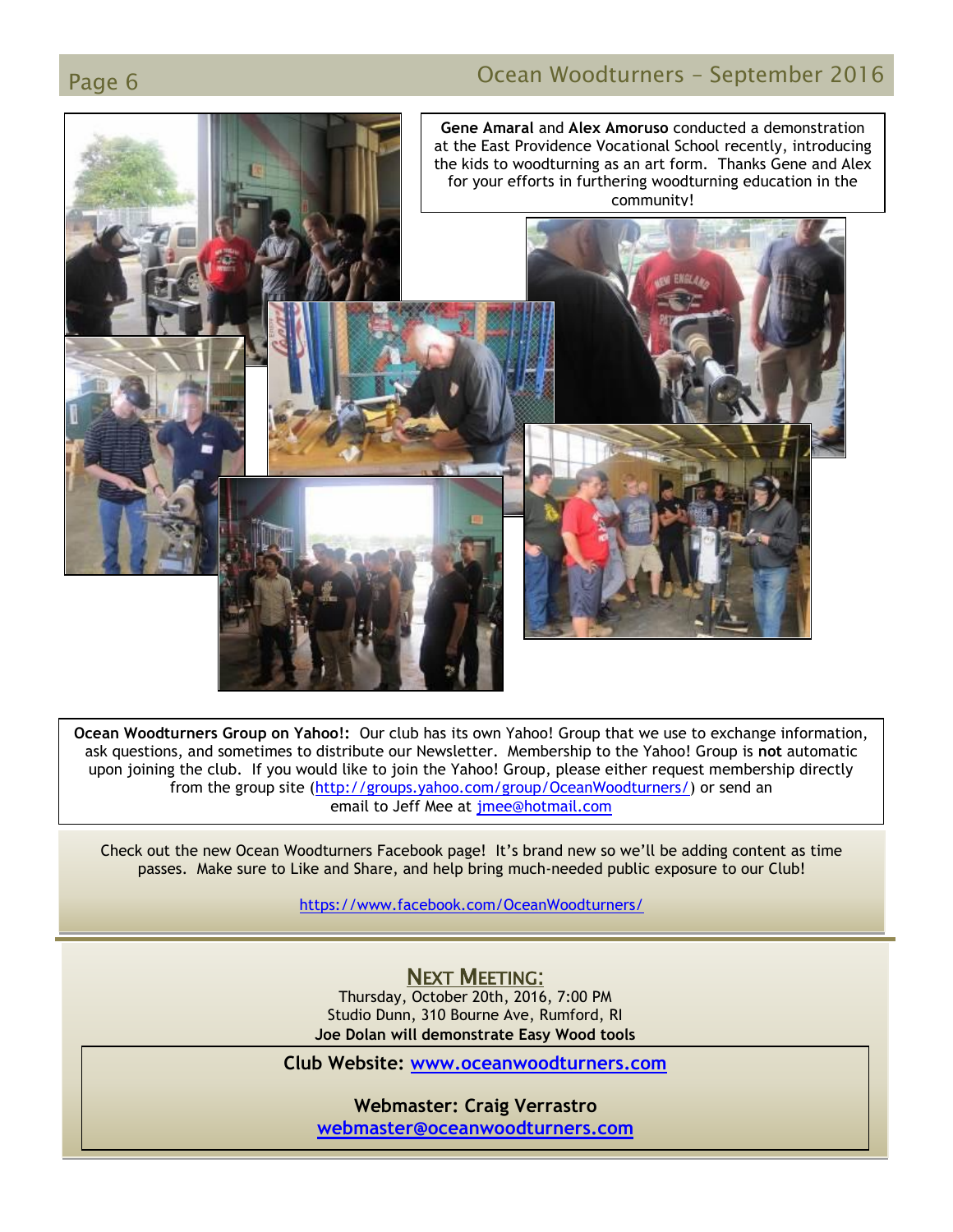**Gene Amaral** and **Alex Amoruso** conducted a demonstration at the East Providence Vocational School recently, introducing the kids to woodturning as an art form. Thanks Gene and Alex for your efforts in furthering woodturning education in the community!

**Ocean Woodturners Group on Yahoo!:** Our club has its own Yahoo! Group that we use to exchange information, ask questions, and sometimes to distribute our Newsletter. Membership to the Yahoo! Group is **not** automatic upon joining the club. If you would like to join the Yahoo! Group, please either request membership directly from the group site (http://groups.yahoo.com/group/OceanWoodturners/) or send an email to Jeff Mee at jmee@hotmail.com

Check out the new Ocean Woodturners Facebook page! It's brand new so we'll be adding content as time passes. Make sure to Like and Share, and help bring much-needed public exposure to our Club!

https://www.facebook.com/OceanWoodturners/

## NEXT MEETING:

Thursday, October 20th, 2016, 7:00 PM
Studio Dunn, 310 Bourne Ave, Rumford, RI
**Joe Dolan will demonstrate Easy Wood tools**

**Club Website: www.oceanwoodturners.com**

**Webmaster: Craig Verrastro**
**webmaster@oceanwoodturners.com**